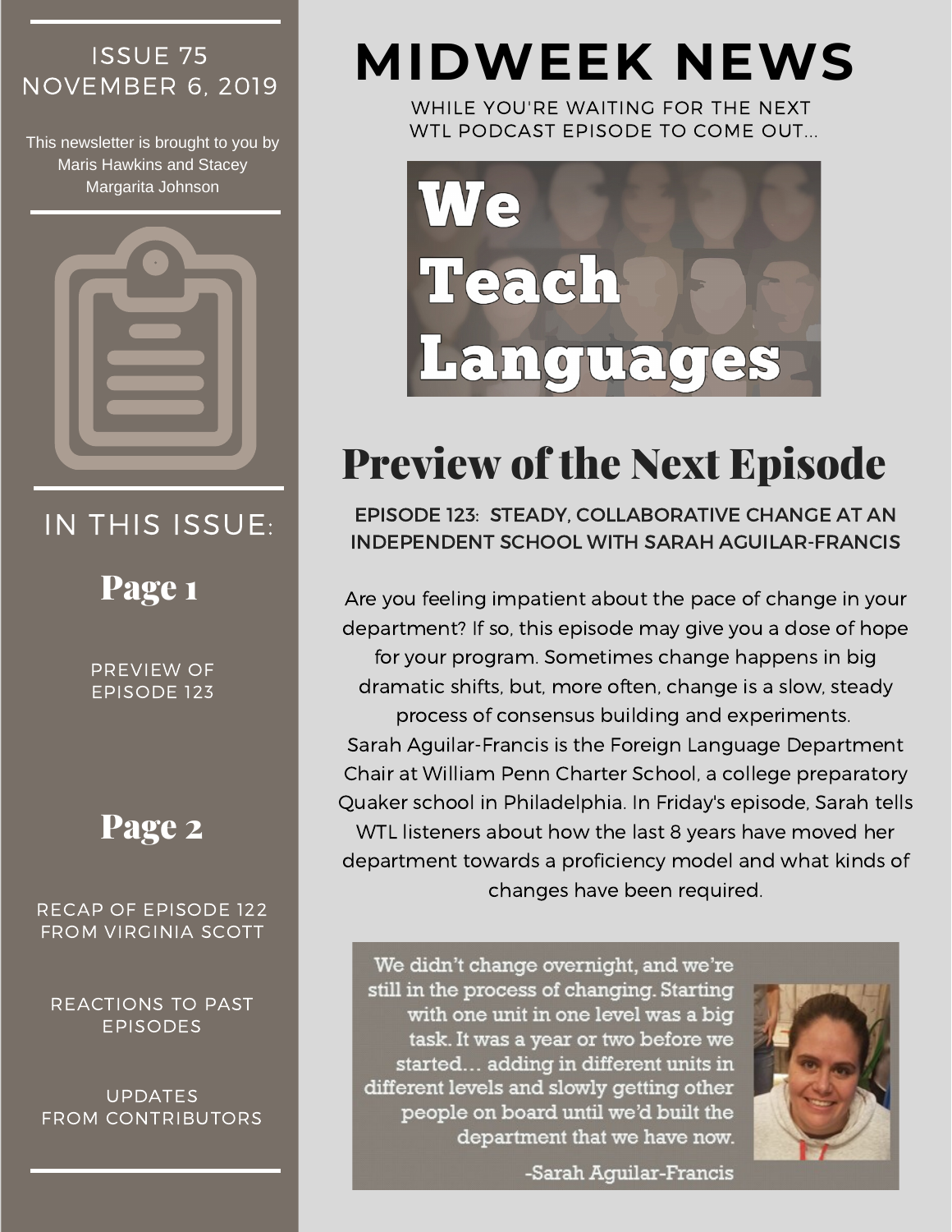# MIDWEEK NEWS

WHILE YOU'RE WAITING FOR THE NEXT WTL PODCAST EPISODE TO COME OUT...

We Teach Languages

ISSUE 75
NOVEMBER 6, 2019

This newsletter is brought to you by Maris Hawkins and Stacey Margarita Johnson

## IN THIS ISSUE:

### Page 1

PREVIEW OF EPISODE 123

### Page 2

RECAP OF EPISODE 122 FROM VIRGINIA SCOTT

REACTIONS TO PAST EPISODES

UPDATES FROM CONTRIBUTORS

## Preview of the Next Episode

### EPISODE 123: STEADY, COLLABORATIVE CHANGE AT AN INDEPENDENT SCHOOL WITH SARAH AGUILAR-FRANCIS

Are you feeling impatient about the pace of change in your department? If so, this episode may give you a dose of hope for your program. Sometimes change happens in big dramatic shifts, but, more often, change is a slow, steady process of consensus building and experiments. Sarah Aguilar-Francis is the Foreign Language Department Chair at William Penn Charter School, a college preparatory Quaker school in Philadelphia. In Friday's episode, Sarah tells WTL listeners about how the last 8 years have moved her department towards a proficiency model and what kinds of changes have been required.

> We didn't change overnight, and we're still in the process of changing. Starting with one unit in one level was a big task. It was a year or two before we started… adding in different units in different levels and slowly getting other people on board until we'd built the department that we have now.
>
> -Sarah Aguilar-Francis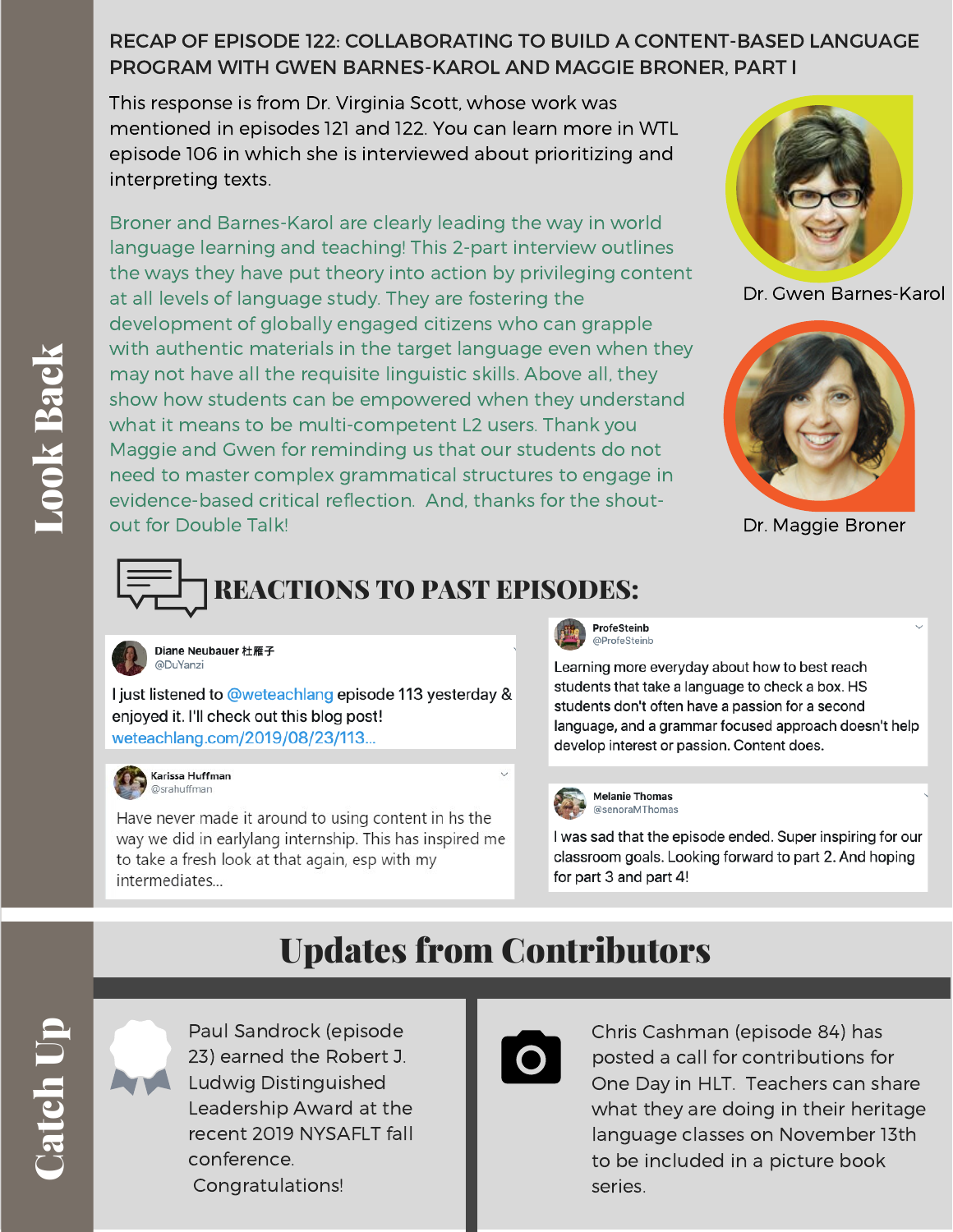# Look Back

## RECAP OF EPISODE 122: COLLABORATING TO BUILD A CONTENT-BASED LANGUAGE PROGRAM WITH GWEN BARNES-KAROL AND MAGGIE BRONER, PART I

This response is from Dr. Virginia Scott, whose work was mentioned in episodes 121 and 122. You can learn more in WTL episode 106 in which she is interviewed about prioritizing and interpreting texts.

Broner and Barnes-Karol are clearly leading the way in world language learning and teaching! This 2-part interview outlines the ways they have put theory into action by privileging content at all levels of language study. They are fostering the development of globally engaged citizens who can grapple with authentic materials in the target language even when they may not have all the requisite linguistic skills. Above all, they show how students can be empowered when they understand what it means to be multi-competent L2 users. Thank you Maggie and Gwen for reminding us that our students do not need to master complex grammatical structures to engage in evidence-based critical reflection. And, thanks for the shout-out for Double Talk!

Dr. Gwen Barnes-Karol

Dr. Maggie Broner

## REACTIONS TO PAST EPISODES:

**Diane Neubauer 杜雁子** @DuYanzi

I just listened to @weteachlang episode 113 yesterday & enjoyed it. I'll check out this blog post! weteachlang.com/2019/08/23/113...

**Karissa Huffman** @srahuffman

Have never made it around to using content in hs the way we did in earlylang internship. This has inspired me to take a fresh look at that again, esp with my intermediates...

**ProfeSteinb** @ProfeSteinb

Learning more everyday about how to best reach students that take a language to check a box. HS students don't often have a passion for a second language, and a grammar focused approach doesn't help develop interest or passion. Content does.

**Melanie Thomas** @senoraMThomas

I was sad that the episode ended. Super inspiring for our classroom goals. Looking forward to part 2. And hoping for part 3 and part 4!

# Catch Up

## Updates from Contributors

Paul Sandrock (episode 23) earned the Robert J. Ludwig Distinguished Leadership Award at the recent 2019 NYSAFLT fall conference. Congratulations!

Chris Cashman (episode 84) has posted a call for contributions for One Day in HLT. Teachers can share what they are doing in their heritage language classes on November 13th to be included in a picture book series.